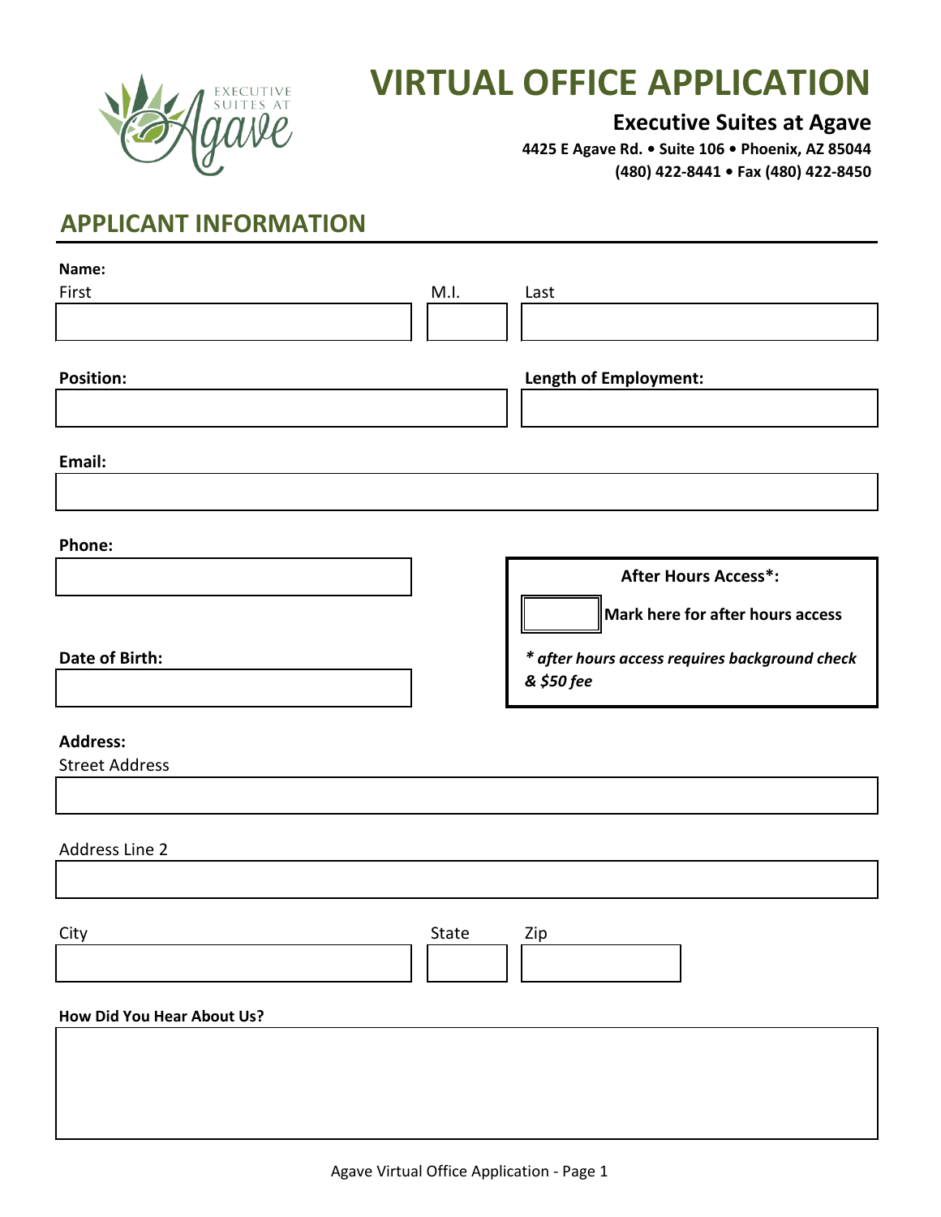# VIRTUAL OFFICE APPLICATION

**Executive Suites at Agave**

**4425 E Agave Rd. • Suite 106 • Phoenix, AZ 85044**
**(480) 422-8441 • Fax (480) 422-8450**

## APPLICANT INFORMATION

**Name:**

First | M.I. | Last

**Position:**

**Length of Employment:**

**Email:**

**Phone:**

**After Hours Access*:**

☐ **Mark here for after hours access**

***\* after hours access requires background check & $50 fee***

**Date of Birth:**

**Address:**

Street Address

Address Line 2

City | State | Zip

**How Did You Hear About Us?**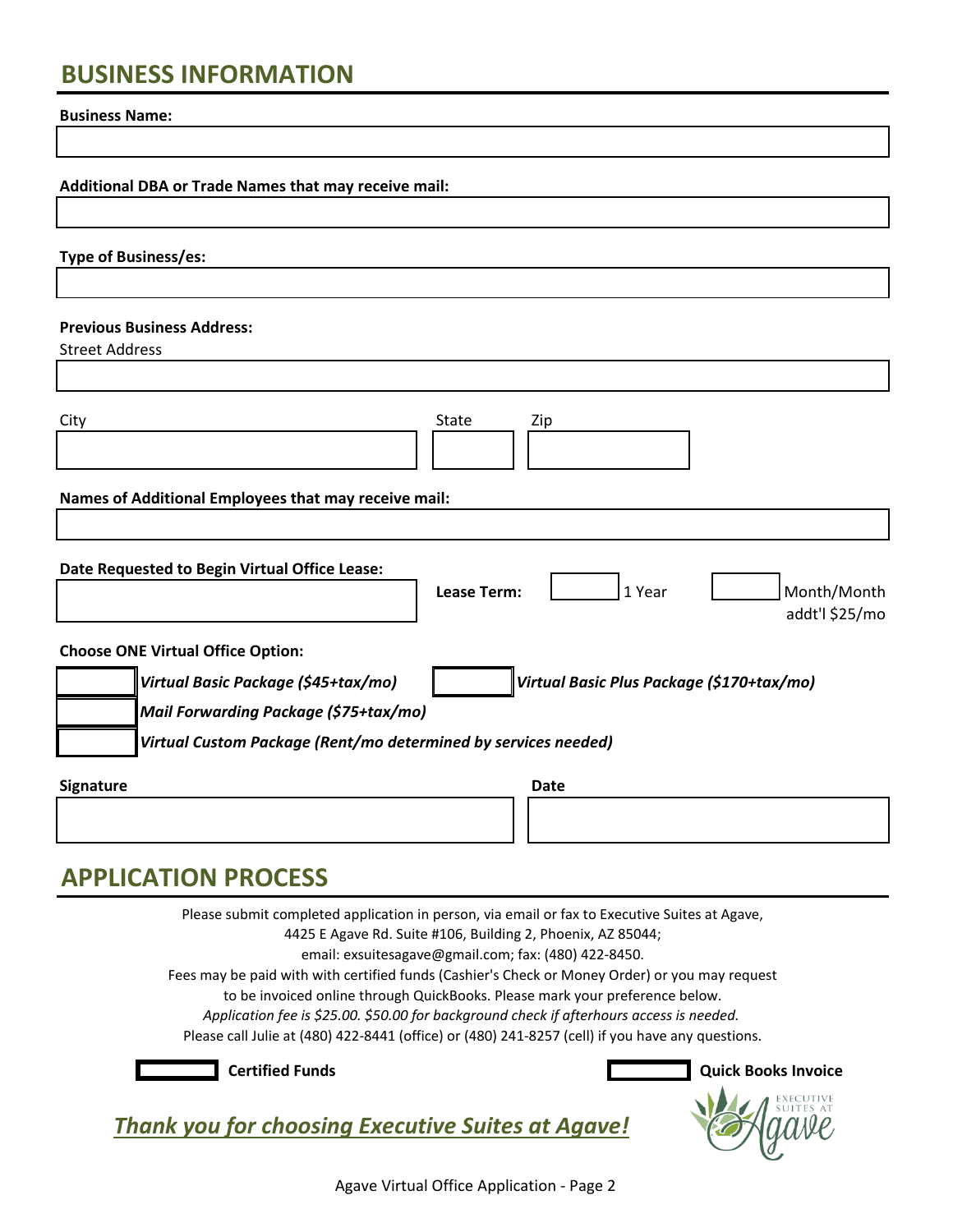## BUSINESS INFORMATION

**Business Name:**

**Additional DBA or Trade Names that may receive mail:**

**Type of Business/es:**

**Previous Business Address:**

Street Address

City

State

Zip

**Names of Additional Employees that may receive mail:**

**Date Requested to Begin Virtual Office Lease:**

**Lease Term:** ☐ 1 Year ☐ Month/Month addt'l $25/mo

**Choose ONE Virtual Office Option:**

☐ ***Virtual Basic Package ($45+tax/mo)***

☐ ***Virtual Basic Plus Package ($170+tax/mo)***

☐ ***Mail Forwarding Package ($75+tax/mo)***

☐ ***Virtual Custom Package (Rent/mo determined by services needed)***

**Signature**

**Date**

## APPLICATION PROCESS

Please submit completed application in person, via email or fax to Executive Suites at Agave,
4425 E Agave Rd. Suite #106, Building 2, Phoenix, AZ 85044;
email: exsuitesagave@gmail.com; fax: (480) 422-8450.
Fees may be paid with with certified funds (Cashier's Check or Money Order) or you may request
to be invoiced online through QuickBooks. Please mark your preference below.
*Application fee is $25.00. $50.00 for background check if afterhours access is needed.*
Please call Julie at (480) 422-8441 (office) or (480) 241-8257 (cell) if you have questions.

☐ **Certified Funds**

☐ **Quick Books Invoice**

***Thank you for choosing Executive Suites at Agave!***

EXECUTIVE SUITES AT Agave